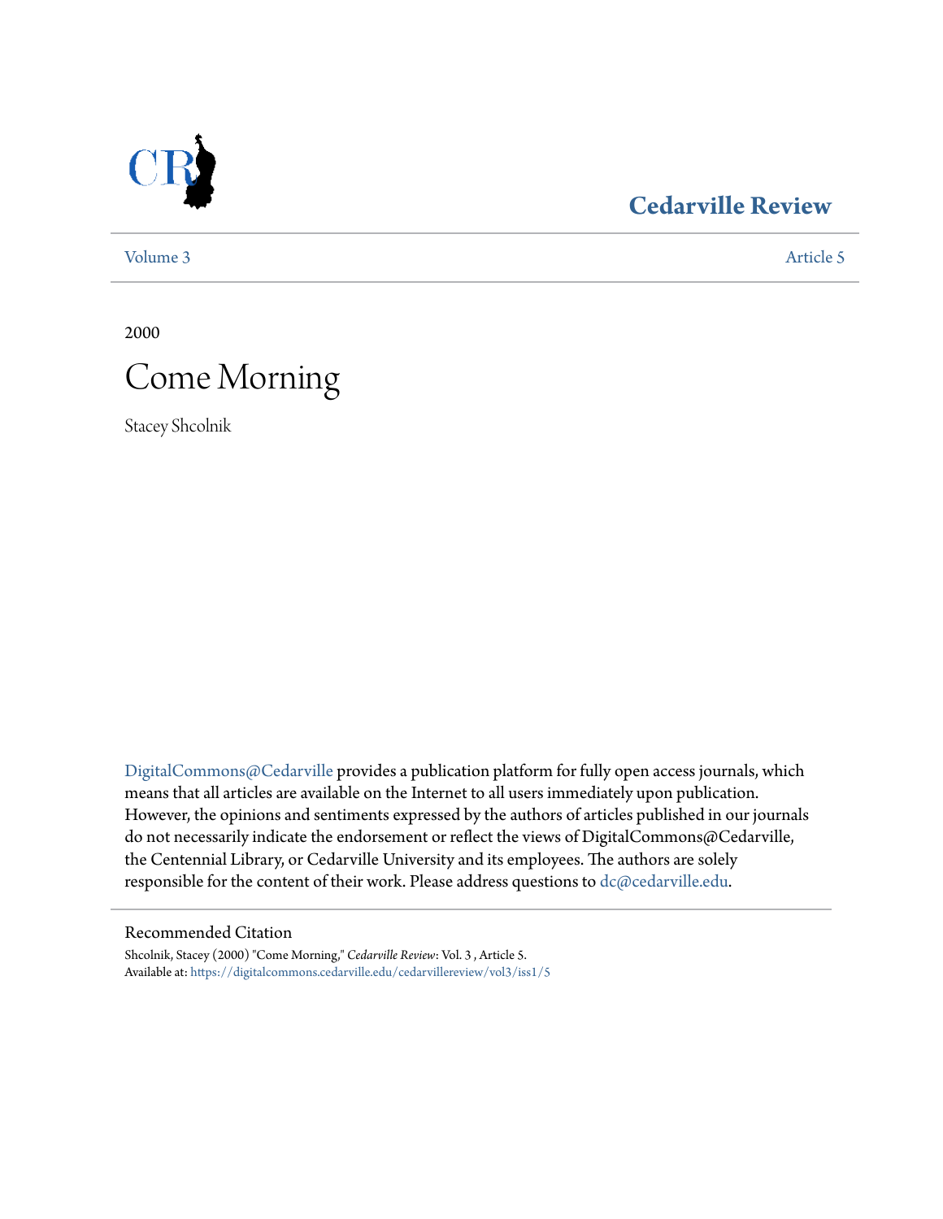Cedarville Review

Volume 3 | Article 5

2000

# Come Morning

Stacey Shcolnik

DigitalCommons@Cedarville provides a publication platform for fully open access journals, which means that all articles are available on the Internet to all users immediately upon publication. However, the opinions and sentiments expressed by the authors of articles published in our journals do not necessarily indicate the endorsement or reflect the views of DigitalCommons@Cedarville, the Centennial Library, or Cedarville University and its employees. The authors are solely responsible for the content of their work. Please address questions to dc@cedarville.edu.

## Recommended Citation

Shcolnik, Stacey (2000) "Come Morning," *Cedarville Review*: Vol. 3 , Article 5.
Available at: https://digitalcommons.cedarville.edu/cedarvillereview/vol3/iss1/5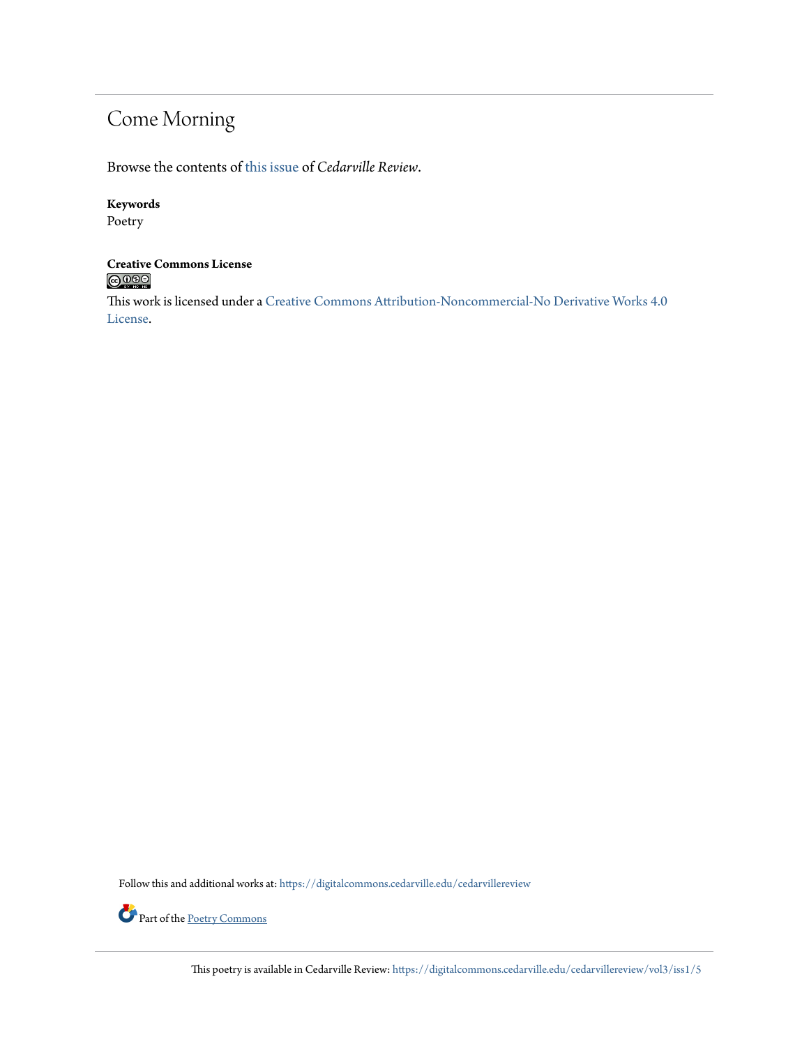# Come Morning

Browse the contents of this issue of *Cedarville Review*.

**Keywords**
Poetry

**Creative Commons License**

This work is licensed under a Creative Commons Attribution-Noncommercial-No Derivative Works 4.0 License.

Follow this and additional works at: https://digitalcommons.cedarville.edu/cedarvillereview

Part of the Poetry Commons

This poetry is available in Cedarville Review: https://digitalcommons.cedarville.edu/cedarvillereview/vol3/iss1/5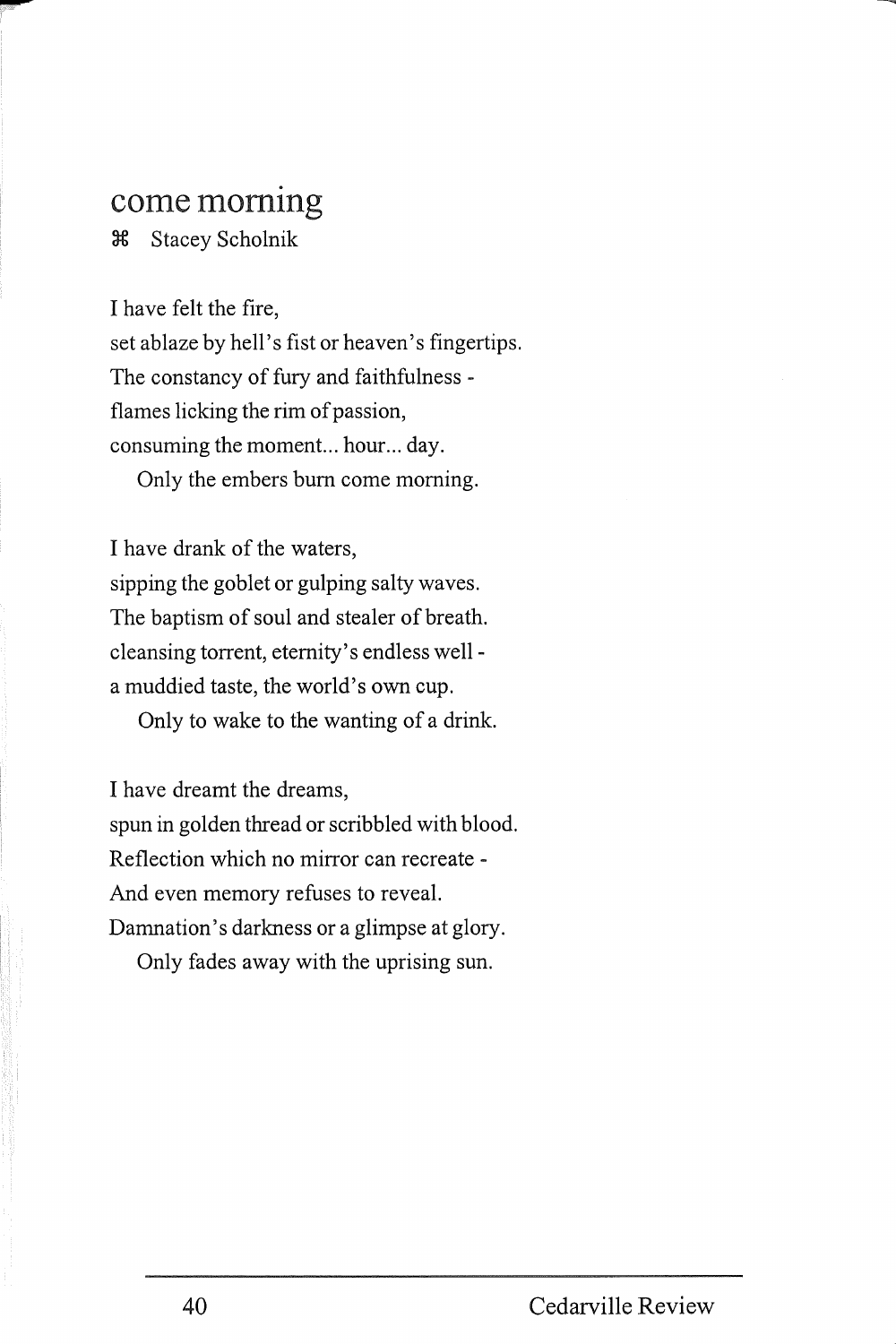# come morning

⌘ Stacey Scholnik

I have felt the fire,  
set ablaze by hell's fist or heaven's fingertips.  
The constancy of fury and faithfulness -  
flames licking the rim of passion,  
consuming the moment... hour... day.  
    Only the embers burn come morning.

I have drank of the waters,  
sipping the goblet or gulping salty waves.  
The baptism of soul and stealer of breath.  
cleansing torrent, eternity's endless well -  
a muddied taste, the world's own cup.  
    Only to wake to the wanting of a drink.

I have dreamt the dreams,  
spun in golden thread or scribbled with blood.  
Reflection which no mirror can recreate -  
And even memory refuses to reveal.  
Damnation's darkness or a glimpse at glory.  
    Only fades away with the uprising sun.